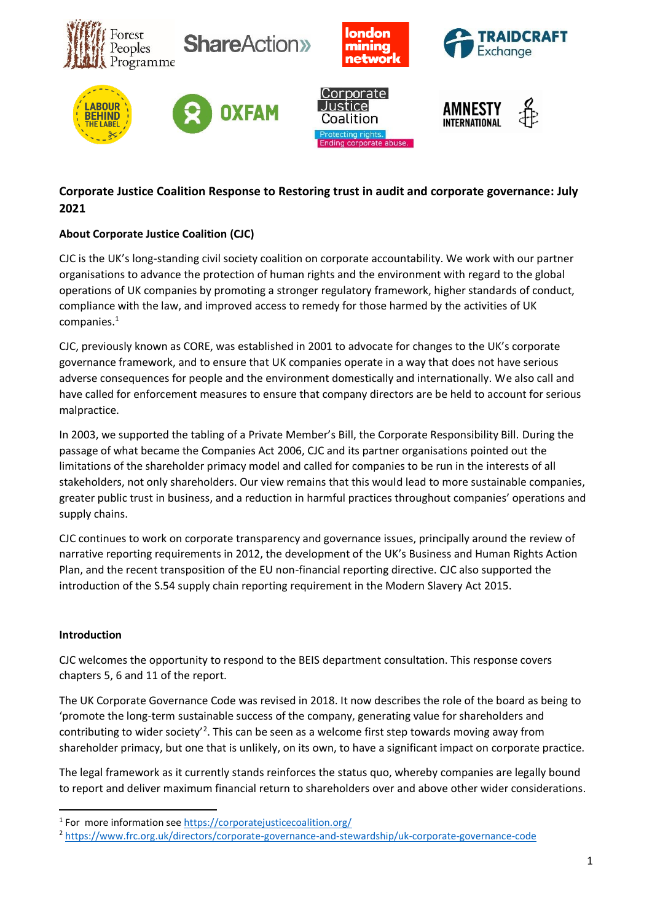**Corporate Justice Coalition Response to Restoring trust in audit and corporate governance: July 2021**

**About Corporate Justice Coalition (CJC)**

CJC is the UK's long-standing civil society coalition on corporate accountability. We work with our partner organisations to advance the protection of human rights and the environment with regard to the global operations of UK companies by promoting a stronger regulatory framework, higher standards of conduct, compliance with the law, and improved access to remedy for those harmed by the activities of UK companies.[1]

CJC, previously known as CORE, was established in 2001 to advocate for changes to the UK's corporate governance framework, and to ensure that UK companies operate in a way that does not have serious adverse consequences for people and the environment domestically and internationally. We also call and have called for enforcement measures to ensure that company directors are be held to account for serious malpractice.

In 2003, we supported the tabling of a Private Member's Bill, the Corporate Responsibility Bill. During the passage of what became the Companies Act 2006, CJC and its partner organisations pointed out the limitations of the shareholder primacy model and called for companies to be run in the interests of all stakeholders, not only shareholders. Our view remains that this would lead to more sustainable companies, greater public trust in business, and a reduction in harmful practices throughout companies' operations and supply chains.

CJC continues to work on corporate transparency and governance issues, principally around the review of narrative reporting requirements in 2012, the development of the UK's Business and Human Rights Action Plan, and the recent transposition of the EU non-financial reporting directive. CJC also supported the introduction of the S.54 supply chain reporting requirement in the Modern Slavery Act 2015.

**Introduction**

CJC welcomes the opportunity to respond to the BEIS department consultation. This response covers chapters 5, 6 and 11 of the report.

The UK Corporate Governance Code was revised in 2018. It now describes the role of the board as being to 'promote the long-term sustainable success of the company, generating value for shareholders and contributing to wider society'[2]. This can be seen as a welcome first step towards moving away from shareholder primacy, but one that is unlikely, on its own, to have a significant impact on corporate practice.

The legal framework as it currently stands reinforces the status quo, whereby companies are legally bound to report and deliver maximum financial return to shareholders over and above other wider considerations.

[1] For more information see https://corporatejusticecoalition.org/

[2] https://www.frc.org.uk/directors/corporate-governance-and-stewardship/uk-corporate-governance-code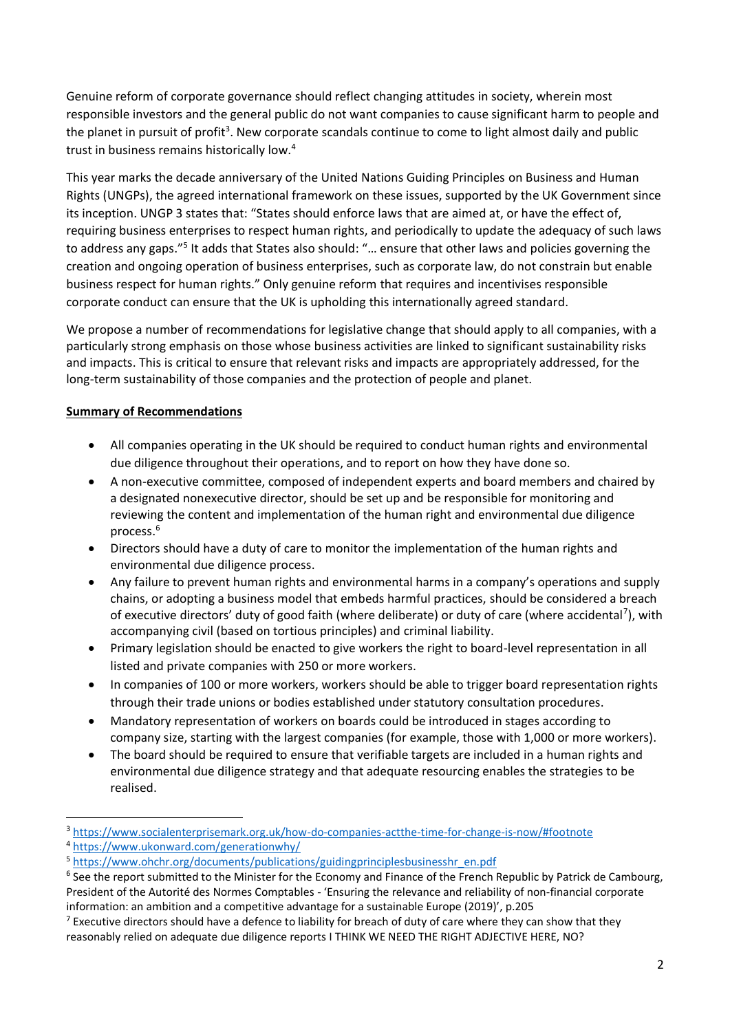Genuine reform of corporate governance should reflect changing attitudes in society, wherein most responsible investors and the general public do not want companies to cause significant harm to people and the planet in pursuit of profit[3]. New corporate scandals continue to come to light almost daily and public trust in business remains historically low.[4]

This year marks the decade anniversary of the United Nations Guiding Principles on Business and Human Rights (UNGPs), the agreed international framework on these issues, supported by the UK Government since its inception. UNGP 3 states that: "States should enforce laws that are aimed at, or have the effect of, requiring business enterprises to respect human rights, and periodically to update the adequacy of such laws to address any gaps."[5] It adds that States also should: "… ensure that other laws and policies governing the creation and ongoing operation of business enterprises, such as corporate law, do not constrain but enable business respect for human rights." Only genuine reform that requires and incentivises responsible corporate conduct can ensure that the UK is upholding this internationally agreed standard.

We propose a number of recommendations for legislative change that should apply to all companies, with a particularly strong emphasis on those whose business activities are linked to significant sustainability risks and impacts. This is critical to ensure that relevant risks and impacts are appropriately addressed, for the long-term sustainability of those companies and the protection of people and planet.

**Summary of Recommendations**

- All companies operating in the UK should be required to conduct human rights and environmental due diligence throughout their operations, and to report on how they have done so.
- A non-executive committee, composed of independent experts and board members and chaired by a designated nonexecutive director, should be set up and be responsible for monitoring and reviewing the content and implementation of the human right and environmental due diligence process.[6]
- Directors should have a duty of care to monitor the implementation of the human rights and environmental due diligence process.
- Any failure to prevent human rights and environmental harms in a company's operations and supply chains, or adopting a business model that embeds harmful practices, should be considered a breach of executive directors' duty of good faith (where deliberate) or duty of care (where accidental[7]), with accompanying civil (based on tortious principles) and criminal liability.
- Primary legislation should be enacted to give workers the right to board-level representation in all listed and private companies with 250 or more workers.
- In companies of 100 or more workers, workers should be able to trigger board representation rights through their trade unions or bodies established under statutory consultation procedures.
- Mandatory representation of workers on boards could be introduced in stages according to company size, starting with the largest companies (for example, those with 1,000 or more workers).
- The board should be required to ensure that verifiable targets are included in a human rights and environmental due diligence strategy and that adequate resourcing enables the strategies to be realised.

---

[3] https://www.socialenterprisemark.org.uk/how-do-companies-actthe-time-for-change-is-now/#footnote

[4] https://www.ukonward.com/generationwhy/

[5] https://www.ohchr.org/documents/publications/guidingprinciplesbusinesshr_en.pdf

[6] See the report submitted to the Minister for the Economy and Finance of the French Republic by Patrick de Cambourg, President of the Autorité des Normes Comptables - 'Ensuring the relevance and reliability of non-financial corporate information: an ambition and a competitive advantage for a sustainable Europe (2019)', p.205

[7] Executive directors should have a defence to liability for breach of duty of care where they can show that they reasonably relied on adequate due diligence reports I THINK WE NEED THE RIGHT ADJECTIVE HERE, NO?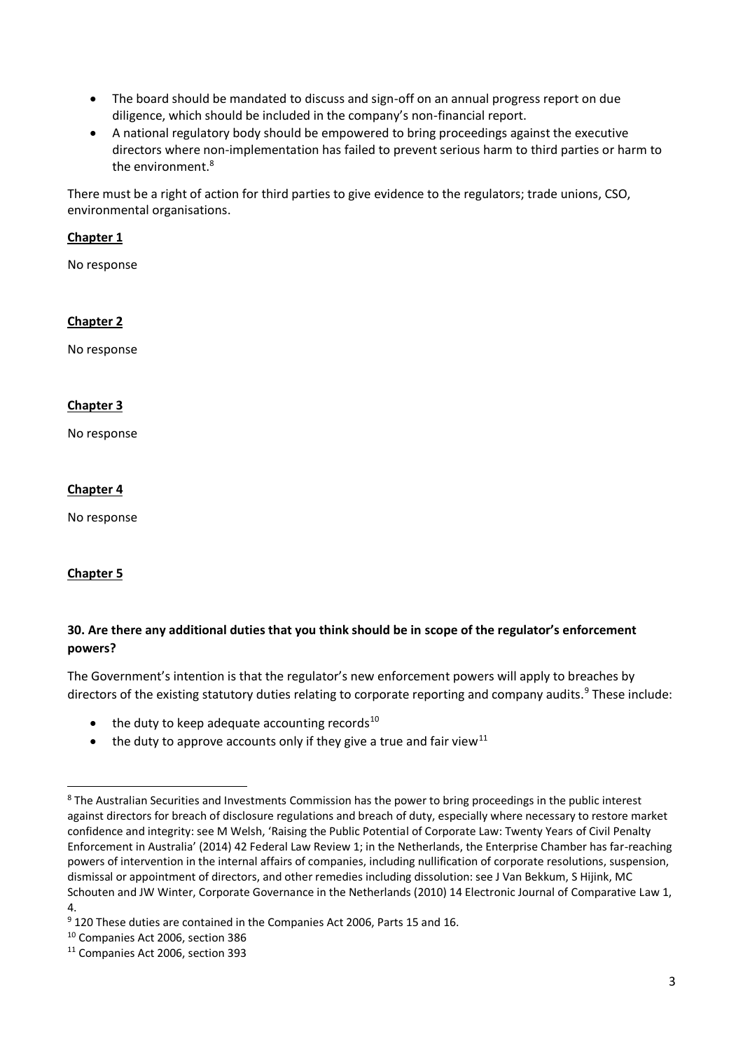- The board should be mandated to discuss and sign-off on an annual progress report on due diligence, which should be included in the company's non-financial report.
- A national regulatory body should be empowered to bring proceedings against the executive directors where non-implementation has failed to prevent serious harm to third parties or harm to the environment.[8]

There must be a right of action for third parties to give evidence to the regulators; trade unions, CSO, environmental organisations.

**Chapter 1**

No response

**Chapter 2**

No response

**Chapter 3**

No response

**Chapter 4**

No response

**Chapter 5**

**30. Are there any additional duties that you think should be in scope of the regulator's enforcement powers?**

The Government's intention is that the regulator's new enforcement powers will apply to breaches by directors of the existing statutory duties relating to corporate reporting and company audits.[9] These include:

- the duty to keep adequate accounting records[10]
- the duty to approve accounts only if they give a true and fair view[11]

---

[8] The Australian Securities and Investments Commission has the power to bring proceedings in the public interest against directors for breach of disclosure regulations and breach of duty, especially where necessary to restore market confidence and integrity: see M Welsh, 'Raising the Public Potential of Corporate Law: Twenty Years of Civil Penalty Enforcement in Australia' (2014) 42 Federal Law Review 1; in the Netherlands, the Enterprise Chamber has far-reaching powers of intervention in the internal affairs of companies, including nullification of corporate resolutions, suspension, dismissal or appointment of directors, and other remedies including dissolution: see J Van Bekkum, S Hijink, MC Schouten and JW Winter, Corporate Governance in the Netherlands (2010) 14 Electronic Journal of Comparative Law 1, 4.

[9] 120 These duties are contained in the Companies Act 2006, Parts 15 and 16.

[10] Companies Act 2006, section 386

[11] Companies Act 2006, section 393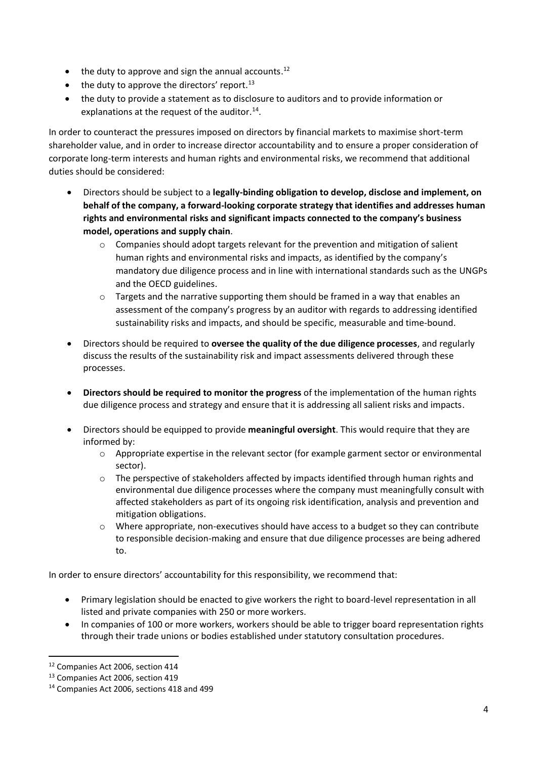- the duty to approve and sign the annual accounts.[12]
- the duty to approve the directors' report.[13]
- the duty to provide a statement as to disclosure to auditors and to provide information or explanations at the request of the auditor.[14].

In order to counteract the pressures imposed on directors by financial markets to maximise short-term shareholder value, and in order to increase director accountability and to ensure a proper consideration of corporate long-term interests and human rights and environmental risks, we recommend that additional duties should be considered:

- Directors should be subject to a **legally-binding obligation to develop, disclose and implement, on behalf of the company, a forward-looking corporate strategy that identifies and addresses human rights and environmental risks and significant impacts connected to the company's business model, operations and supply chain**.
  - Companies should adopt targets relevant for the prevention and mitigation of salient human rights and environmental risks and impacts, as identified by the company's mandatory due diligence process and in line with international standards such as the UNGPs and the OECD guidelines.
  - Targets and the narrative supporting them should be framed in a way that enables an assessment of the company's progress by an auditor with regards to addressing identified sustainability risks and impacts, and should be specific, measurable and time-bound.
- Directors should be required to **oversee the quality of the due diligence processes**, and regularly discuss the results of the sustainability risk and impact assessments delivered through these processes.
- **Directors should be required to monitor the progress** of the implementation of the human rights due diligence process and strategy and ensure that it is addressing all salient risks and impacts.
- Directors should be equipped to provide **meaningful oversight**. This would require that they are informed by:
  - Appropriate expertise in the relevant sector (for example garment sector or environmental sector).
  - The perspective of stakeholders affected by impacts identified through human rights and environmental due diligence processes where the company must meaningfully consult with affected stakeholders as part of its ongoing risk identification, analysis and prevention and mitigation obligations.
  - Where appropriate, non-executives should have access to a budget so they can contribute to responsible decision-making and ensure that due diligence processes are being adhered to.

In order to ensure directors' accountability for this responsibility, we recommend that:

- Primary legislation should be enacted to give workers the right to board-level representation in all listed and private companies with 250 or more workers.
- In companies of 100 or more workers, workers should be able to trigger board representation rights through their trade unions or bodies established under statutory consultation procedures.

---

[12] Companies Act 2006, section 414

[13] Companies Act 2006, section 419

[14] Companies Act 2006, sections 418 and 499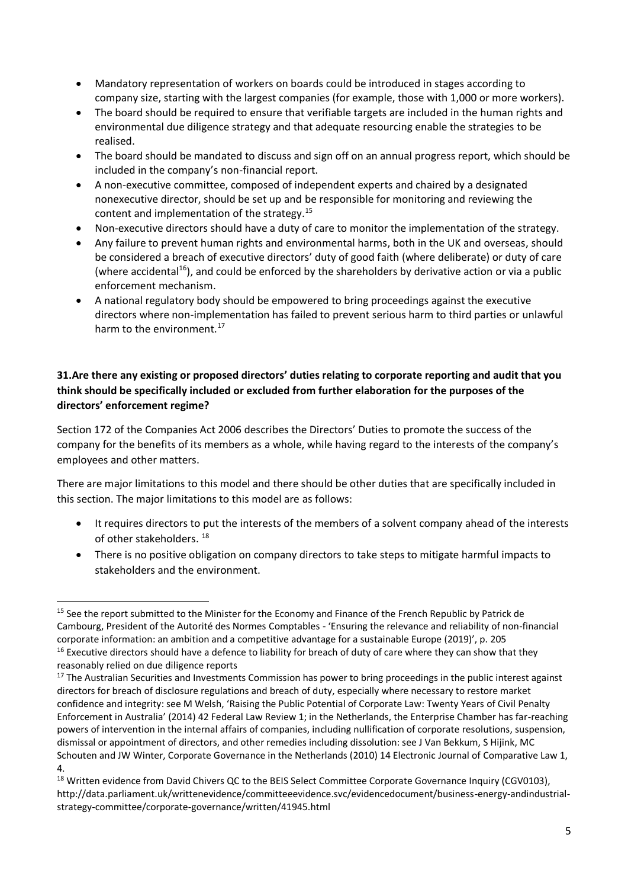- Mandatory representation of workers on boards could be introduced in stages according to company size, starting with the largest companies (for example, those with 1,000 or more workers).
- The board should be required to ensure that verifiable targets are included in the human rights and environmental due diligence strategy and that adequate resourcing enable the strategies to be realised.
- The board should be mandated to discuss and sign off on an annual progress report, which should be included in the company's non-financial report.
- A non-executive committee, composed of independent experts and chaired by a designated nonexecutive director, should be set up and be responsible for monitoring and reviewing the content and implementation of the strategy.[15]
- Non-executive directors should have a duty of care to monitor the implementation of the strategy.
- Any failure to prevent human rights and environmental harms, both in the UK and overseas, should be considered a breach of executive directors' duty of good faith (where deliberate) or duty of care (where accidental[16]), and could be enforced by the shareholders by derivative action or via a public enforcement mechanism.
- A national regulatory body should be empowered to bring proceedings against the executive directors where non-implementation has failed to prevent serious harm to third parties or unlawful harm to the environment.[17]

**31. Are there any existing or proposed directors' duties relating to corporate reporting and audit that you think should be specifically included or excluded from further elaboration for the purposes of the directors' enforcement regime?**

Section 172 of the Companies Act 2006 describes the Directors' Duties to promote the success of the company for the benefits of its members as a whole, while having regard to the interests of the company's employees and other matters.

There are major limitations to this model and there should be other duties that are specifically included in this section. The major limitations to this model are as follows:

- It requires directors to put the interests of the members of a solvent company ahead of the interests of other stakeholders. [18]
- There is no positive obligation on company directors to take steps to mitigate harmful impacts to stakeholders and the environment.

---

[15] See the report submitted to the Minister for the Economy and Finance of the French Republic by Patrick de Cambourg, President of the Autorité des Normes Comptables - 'Ensuring the relevance and reliability of non-financial corporate information: an ambition and a competitive advantage for a sustainable Europe (2019)', p. 205

[16] Executive directors should have a defence to liability for breach of duty of care where they can show that they reasonably relied on due diligence reports

[17] The Australian Securities and Investments Commission has power to bring proceedings in the public interest against directors for breach of disclosure regulations and breach of duty, especially where necessary to restore market confidence and integrity: see M Welsh, 'Raising the Public Potential of Corporate Law: Twenty Years of Civil Penalty Enforcement in Australia' (2014) 42 Federal Law Review 1; in the Netherlands, the Enterprise Chamber has far-reaching powers of intervention in the internal affairs of companies, including nullification of corporate resolutions, suspension, dismissal or appointment of directors, and other remedies including dissolution: see J Van Bekkum, S Hijink, MC Schouten and JW Winter, Corporate Governance in the Netherlands (2010) 14 Electronic Journal of Comparative Law 1, 4.

[18] Written evidence from David Chivers QC to the BEIS Select Committee Corporate Governance Inquiry (CGV0103), http://data.parliament.uk/writtenevidence/committeeevidence.svc/evidencedocument/business-energy-andindustrial-strategy-committee/corporate-governance/written/41945.html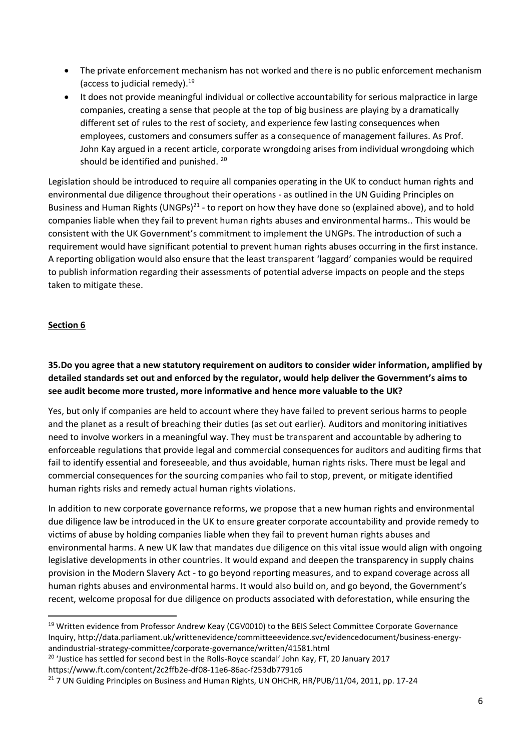- The private enforcement mechanism has not worked and there is no public enforcement mechanism (access to judicial remedy).[19]
- It does not provide meaningful individual or collective accountability for serious malpractice in large companies, creating a sense that people at the top of big business are playing by a dramatically different set of rules to the rest of society, and experience few lasting consequences when employees, customers and consumers suffer as a consequence of management failures. As Prof. John Kay argued in a recent article, corporate wrongdoing arises from individual wrongdoing which should be identified and punished. [20]

Legislation should be introduced to require all companies operating in the UK to conduct human rights and environmental due diligence throughout their operations - as outlined in the UN Guiding Principles on Business and Human Rights (UNGPs)[21] - to report on how they have done so (explained above), and to hold companies liable when they fail to prevent human rights abuses and environmental harms.. This would be consistent with the UK Government's commitment to implement the UNGPs. The introduction of such a requirement would have significant potential to prevent human rights abuses occurring in the first instance. A reporting obligation would also ensure that the least transparent 'laggard' companies would be required to publish information regarding their assessments of potential adverse impacts on people and the steps taken to mitigate these.

## Section 6

**35.Do you agree that a new statutory requirement on auditors to consider wider information, amplified by detailed standards set out and enforced by the regulator, would help deliver the Government's aims to see audit become more trusted, more informative and hence more valuable to the UK?**

Yes, but only if companies are held to account where they have failed to prevent serious harms to people and the planet as a result of breaching their duties (as set out earlier). Auditors and monitoring initiatives need to involve workers in a meaningful way. They must be transparent and accountable by adhering to enforceable regulations that provide legal and commercial consequences for auditors and auditing firms that fail to identify essential and foreseeable, and thus avoidable, human rights risks. There must be legal and commercial consequences for the sourcing companies who fail to stop, prevent, or mitigate identified human rights risks and remedy actual human rights violations.

In addition to new corporate governance reforms, we propose that a new human rights and environmental due diligence law be introduced in the UK to ensure greater corporate accountability and provide remedy to victims of abuse by holding companies liable when they fail to prevent human rights abuses and environmental harms. A new UK law that mandates due diligence on this vital issue would align with ongoing legislative developments in other countries. It would expand and deepen the transparency in supply chains provision in the Modern Slavery Act - to go beyond reporting measures, and to expand coverage across all human rights abuses and environmental harms. It would also build on, and go beyond, the Government's recent, welcome proposal for due diligence on products associated with deforestation, while ensuring the

---

[19] Written evidence from Professor Andrew Keay (CGV0010) to the BEIS Select Committee Corporate Governance Inquiry, http://data.parliament.uk/writtenevidence/committeeevidence.svc/evidencedocument/business-energy-andindustrial-strategy-committee/corporate-governance/written/41581.html

[20] 'Justice has settled for second best in the Rolls-Royce scandal' John Kay, FT, 20 January 2017 https://www.ft.com/content/2c2ffb2e-df08-11e6-86ac-f253db7791c6

[21] 7 UN Guiding Principles on Business and Human Rights, UN OHCHR, HR/PUB/11/04, 2011, pp. 17-24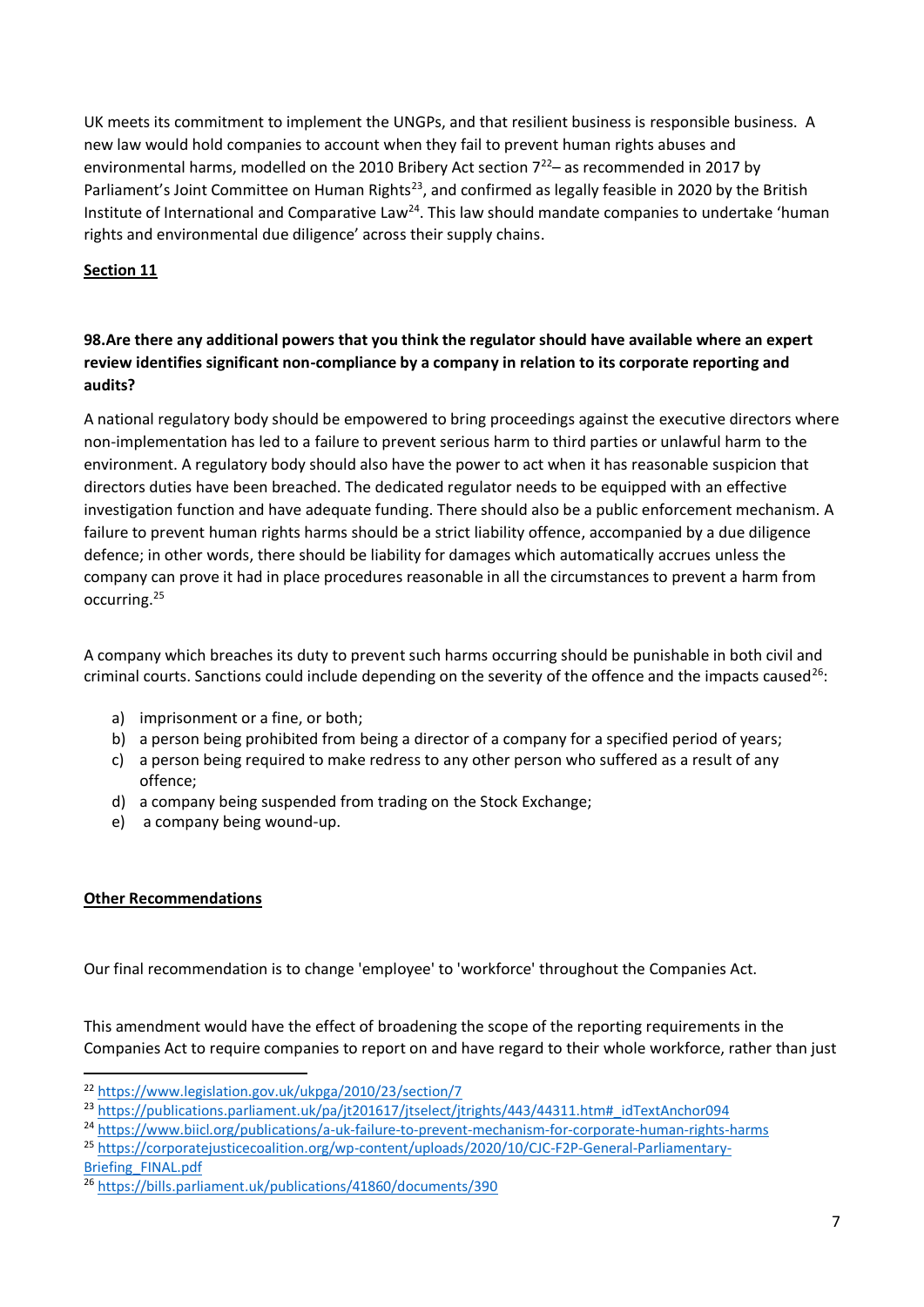UK meets its commitment to implement the UNGPs, and that resilient business is responsible business. A new law would hold companies to account when they fail to prevent human rights abuses and environmental harms, modelled on the 2010 Bribery Act section 7[22]– as recommended in 2017 by Parliament's Joint Committee on Human Rights[23], and confirmed as legally feasible in 2020 by the British Institute of International and Comparative Law[24]. This law should mandate companies to undertake 'human rights and environmental due diligence' across their supply chains.

**Section 11**

**98.Are there any additional powers that you think the regulator should have available where an expert review identifies significant non-compliance by a company in relation to its corporate reporting and audits?**

A national regulatory body should be empowered to bring proceedings against the executive directors where non-implementation has led to a failure to prevent serious harm to third parties or unlawful harm to the environment. A regulatory body should also have the power to act when it has reasonable suspicion that directors duties have been breached. The dedicated regulator needs to be equipped with an effective investigation function and have adequate funding. There should also be a public enforcement mechanism. A failure to prevent human rights harms should be a strict liability offence, accompanied by a due diligence defence; in other words, there should be liability for damages which automatically accrues unless the company can prove it had in place procedures reasonable in all the circumstances to prevent a harm from occurring.[25]

A company which breaches its duty to prevent such harms occurring should be punishable in both civil and criminal courts. Sanctions could include depending on the severity of the offence and the impacts caused[26]:

a) imprisonment or a fine, or both;
b) a person being prohibited from being a director of a company for a specified period of years;
c) a person being required to make redress to any other person who suffered as a result of any offence;
d) a company being suspended from trading on the Stock Exchange;
e) a company being wound-up.

**Other Recommendations**

Our final recommendation is to change 'employee' to 'workforce' throughout the Companies Act.

This amendment would have the effect of broadening the scope of the reporting requirements in the Companies Act to require companies to report on and have regard to their whole workforce, rather than just

---

[22] https://www.legislation.gov.uk/ukpga/2010/23/section/7
[23] https://publications.parliament.uk/pa/jt201617/jtselect/jtrights/443/44311.htm#_idTextAnchor094
[24] https://www.biicl.org/publications/a-uk-failure-to-prevent-mechanism-for-corporate-human-rights-harms
[25] https://corporatejusticecoalition.org/wp-content/uploads/2020/10/CJC-F2P-General-Parliamentary-Briefing_FINAL.pdf
[26] https://bills.parliament.uk/publications/41860/documents/390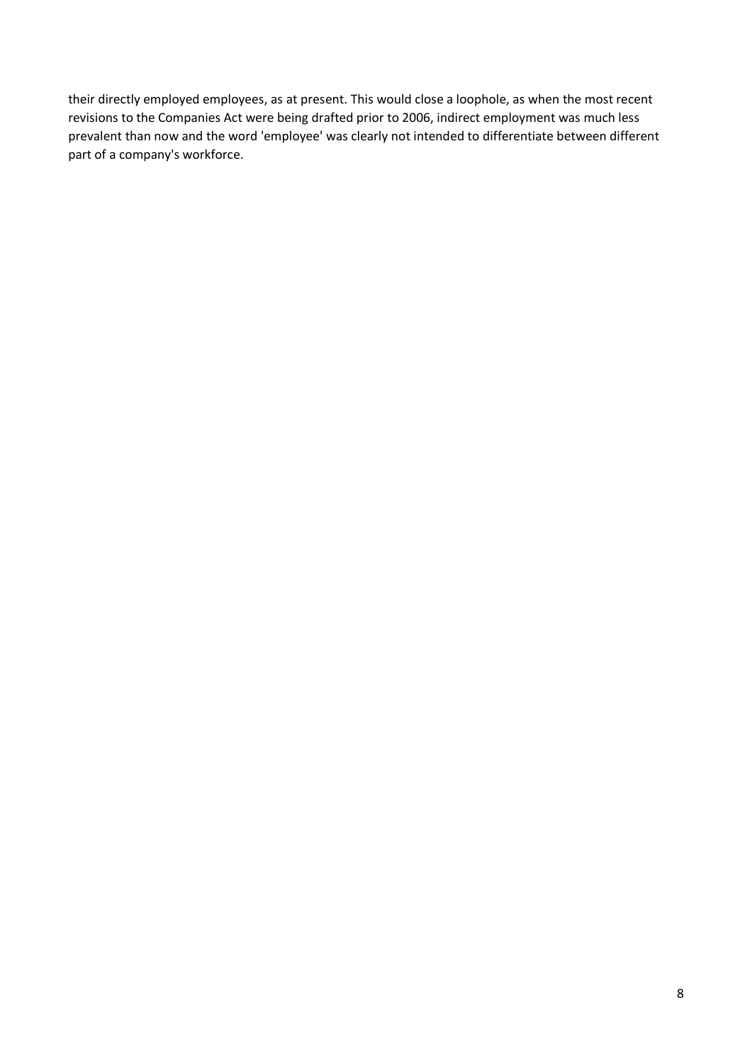their directly employed employees, as at present. This would close a loophole, as when the most recent revisions to the Companies Act were being drafted prior to 2006, indirect employment was much less prevalent than now and the word 'employee' was clearly not intended to differentiate between different part of a company's workforce.